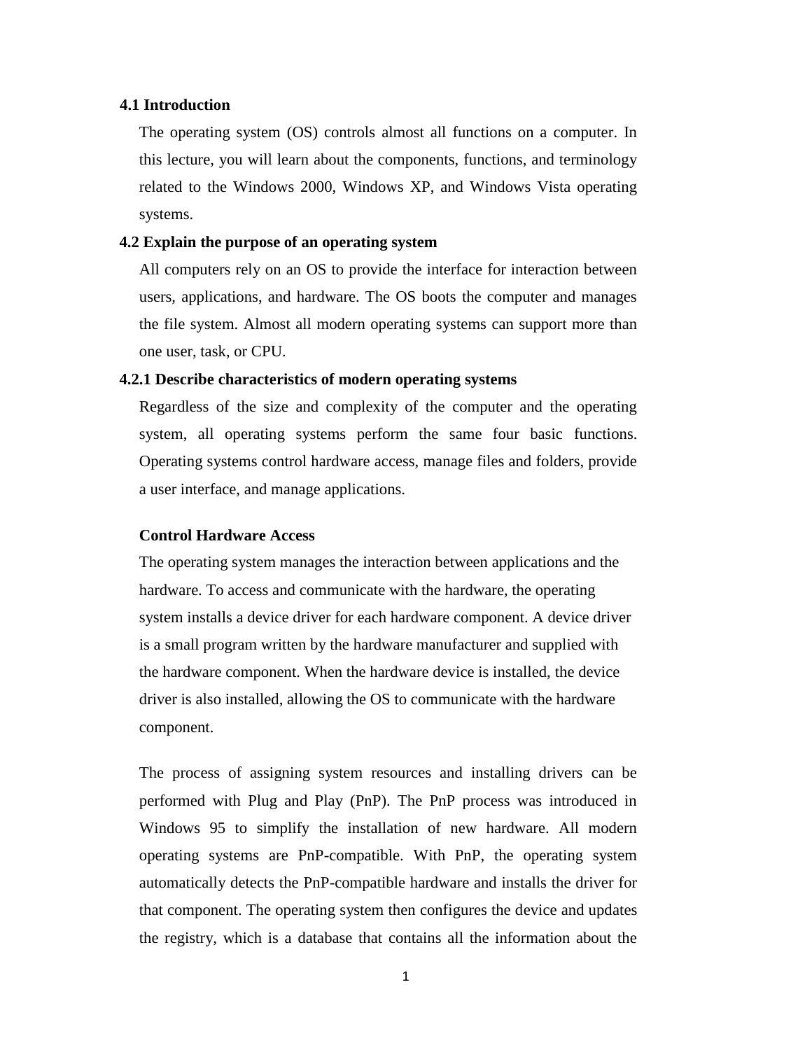## 4.1 Introduction

The operating system (OS) controls almost all functions on a computer. In this lecture, you will learn about the components, functions, and terminology related to the Windows 2000, Windows XP, and Windows Vista operating systems.

## 4.2 Explain the purpose of an operating system

All computers rely on an OS to provide the interface for interaction between users, applications, and hardware. The OS boots the computer and manages the file system. Almost all modern operating systems can support more than one user, task, or CPU.

### 4.2.1 Describe characteristics of modern operating systems

Regardless of the size and complexity of the computer and the operating system, all operating systems perform the same four basic functions. Operating systems control hardware access, manage files and folders, provide a user interface, and manage applications.

**Control Hardware Access**

The operating system manages the interaction between applications and the hardware. To access and communicate with the hardware, the operating system installs a device driver for each hardware component. A device driver is a small program written by the hardware manufacturer and supplied with the hardware component. When the hardware device is installed, the device driver is also installed, allowing the OS to communicate with the hardware component.

The process of assigning system resources and installing drivers can be performed with Plug and Play (PnP). The PnP process was introduced in Windows 95 to simplify the installation of new hardware. All modern operating systems are PnP-compatible. With PnP, the operating system automatically detects the PnP-compatible hardware and installs the driver for that component. The operating system then configures the device and updates the registry, which is a database that contains all the information about the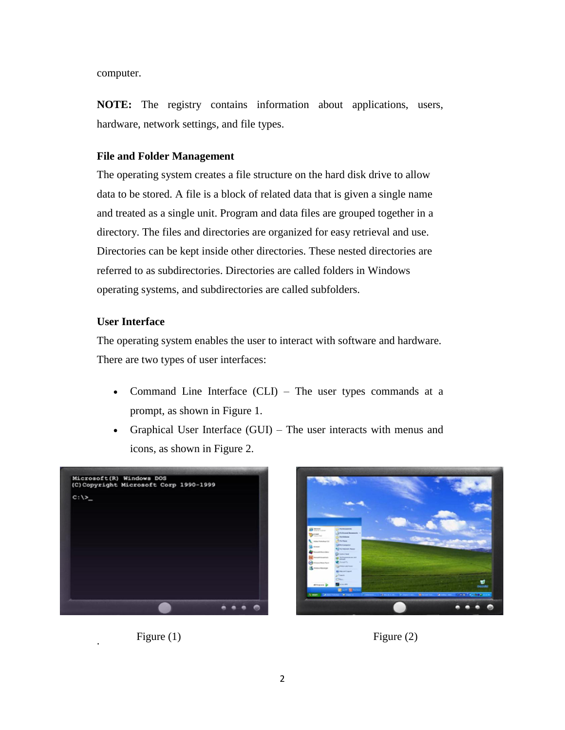computer.

**NOTE:** The registry contains information about applications, users, hardware, network settings, and file types.

**File and Folder Management**

The operating system creates a file structure on the hard disk drive to allow data to be stored. A file is a block of related data that is given a single name and treated as a single unit. Program and data files are grouped together in a directory. The files and directories are organized for easy retrieval and use. Directories can be kept inside other directories. These nested directories are referred to as subdirectories. Directories are called folders in Windows operating systems, and subdirectories are called subfolders.

**User Interface**

The operating system enables the user to interact with software and hardware. There are two types of user interfaces:

- Command Line Interface (CLI) – The user types commands at a prompt, as shown in Figure 1.
- Graphical User Interface (GUI) – The user interacts with menus and icons, as shown in Figure 2.

Figure (1)

Figure (2)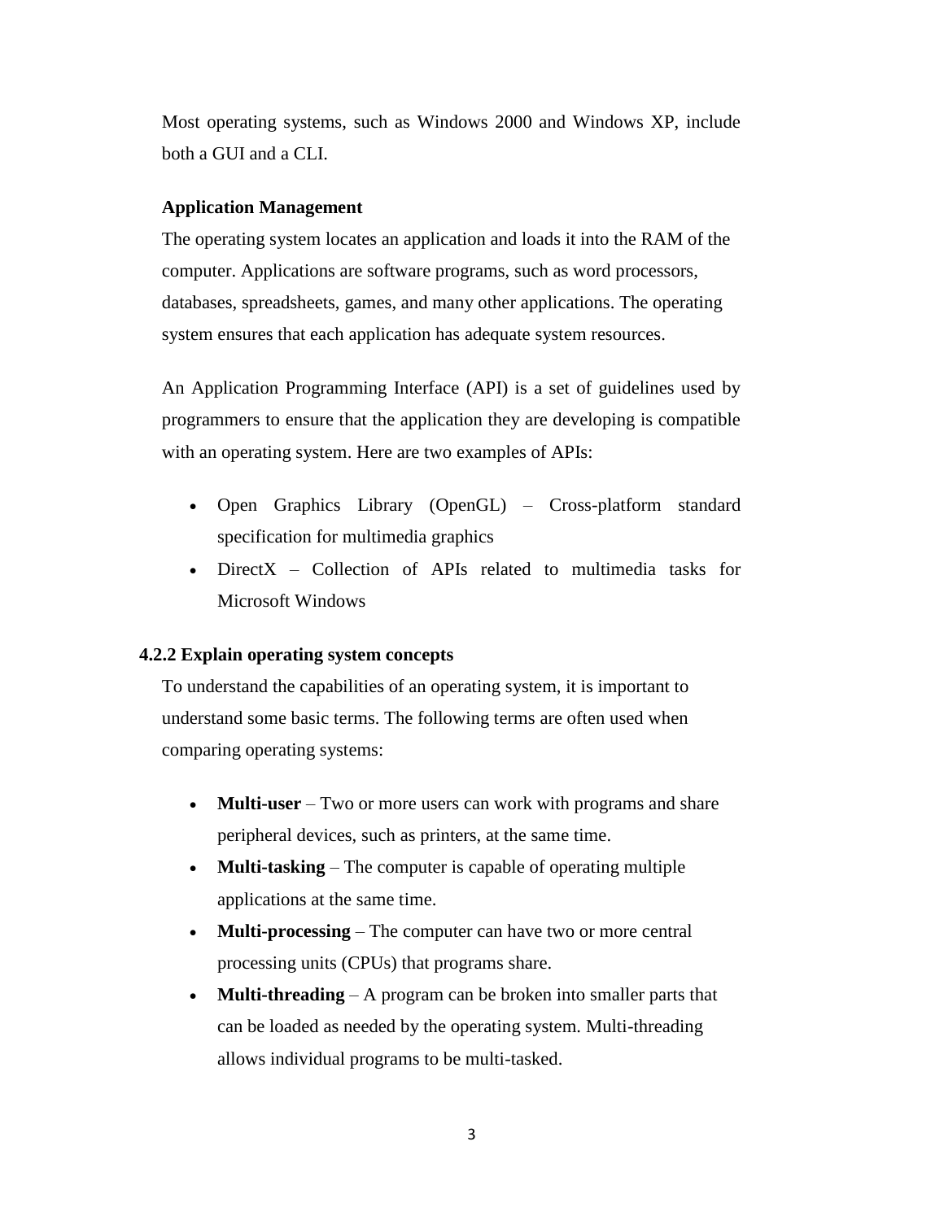Most operating systems, such as Windows 2000 and Windows XP, include both a GUI and a CLI.

**Application Management**

The operating system locates an application and loads it into the RAM of the computer. Applications are software programs, such as word processors, databases, spreadsheets, games, and many other applications. The operating system ensures that each application has adequate system resources.

An Application Programming Interface (API) is a set of guidelines used by programmers to ensure that the application they are developing is compatible with an operating system. Here are two examples of APIs:

- Open Graphics Library (OpenGL) – Cross-platform standard specification for multimedia graphics
- DirectX – Collection of APIs related to multimedia tasks for Microsoft Windows

### 4.2.2 Explain operating system concepts

To understand the capabilities of an operating system, it is important to understand some basic terms. The following terms are often used when comparing operating systems:

- **Multi-user** – Two or more users can work with programs and share peripheral devices, such as printers, at the same time.
- **Multi-tasking** – The computer is capable of operating multiple applications at the same time.
- **Multi-processing** – The computer can have two or more central processing units (CPUs) that programs share.
- **Multi-threading** – A program can be broken into smaller parts that can be loaded as needed by the operating system. Multi-threading allows individual programs to be multi-tasked.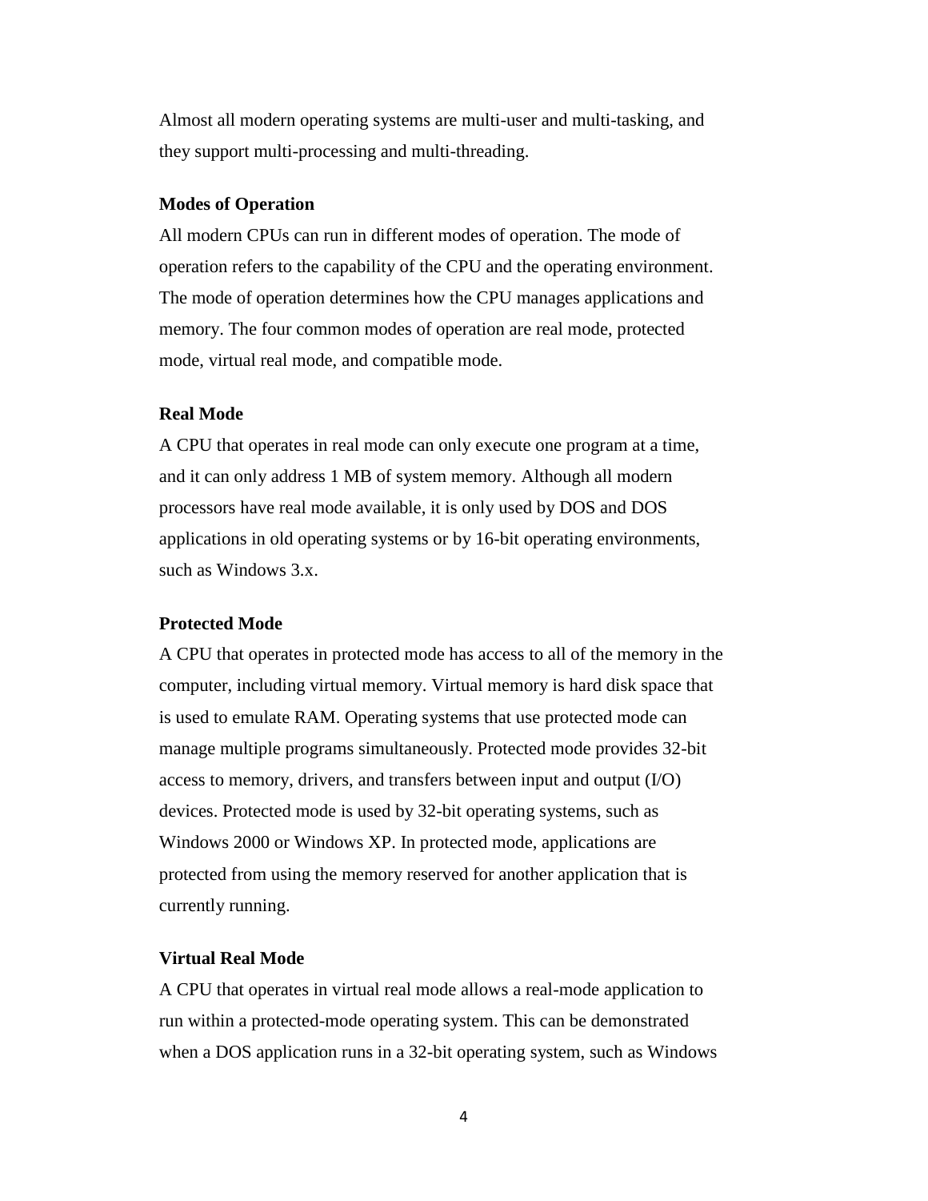Almost all modern operating systems are multi-user and multi-tasking, and they support multi-processing and multi-threading.

**Modes of Operation**

All modern CPUs can run in different modes of operation. The mode of operation refers to the capability of the CPU and the operating environment. The mode of operation determines how the CPU manages applications and memory. The four common modes of operation are real mode, protected mode, virtual real mode, and compatible mode.

**Real Mode**

A CPU that operates in real mode can only execute one program at a time, and it can only address 1 MB of system memory. Although all modern processors have real mode available, it is only used by DOS and DOS applications in old operating systems or by 16-bit operating environments, such as Windows 3.x.

**Protected Mode**

A CPU that operates in protected mode has access to all of the memory in the computer, including virtual memory. Virtual memory is hard disk space that is used to emulate RAM. Operating systems that use protected mode can manage multiple programs simultaneously. Protected mode provides 32-bit access to memory, drivers, and transfers between input and output (I/O) devices. Protected mode is used by 32-bit operating systems, such as Windows 2000 or Windows XP. In protected mode, applications are protected from using the memory reserved for another application that is currently running.

**Virtual Real Mode**

A CPU that operates in virtual real mode allows a real-mode application to run within a protected-mode operating system. This can be demonstrated when a DOS application runs in a 32-bit operating system, such as Windows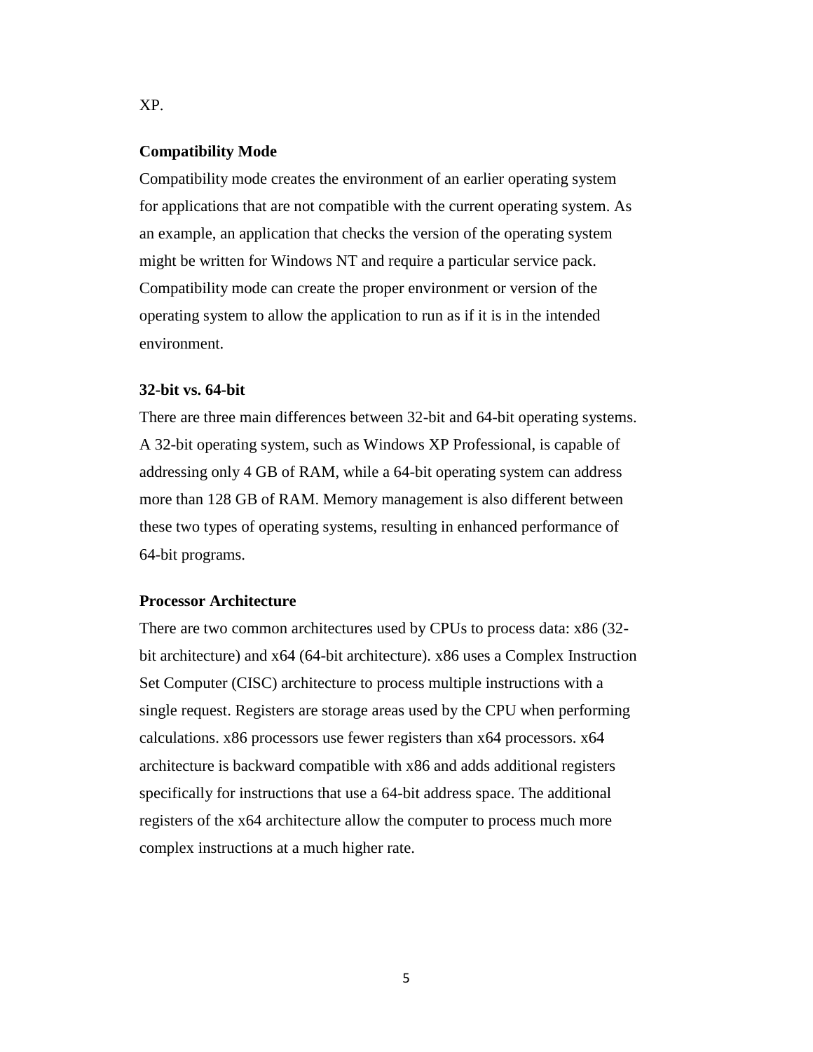XP.

**Compatibility Mode**

Compatibility mode creates the environment of an earlier operating system for applications that are not compatible with the current operating system. As an example, an application that checks the version of the operating system might be written for Windows NT and require a particular service pack. Compatibility mode can create the proper environment or version of the operating system to allow the application to run as if it is in the intended environment.

**32-bit vs. 64-bit**

There are three main differences between 32-bit and 64-bit operating systems. A 32-bit operating system, such as Windows XP Professional, is capable of addressing only 4 GB of RAM, while a 64-bit operating system can address more than 128 GB of RAM. Memory management is also different between these two types of operating systems, resulting in enhanced performance of 64-bit programs.

**Processor Architecture**

There are two common architectures used by CPUs to process data: x86 (32-bit architecture) and x64 (64-bit architecture). x86 uses a Complex Instruction Set Computer (CISC) architecture to process multiple instructions with a single request. Registers are storage areas used by the CPU when performing calculations. x86 processors use fewer registers than x64 processors. x64 architecture is backward compatible with x86 and adds additional registers specifically for instructions that use a 64-bit address space. The additional registers of the x64 architecture allow the computer to process much more complex instructions at a much higher rate.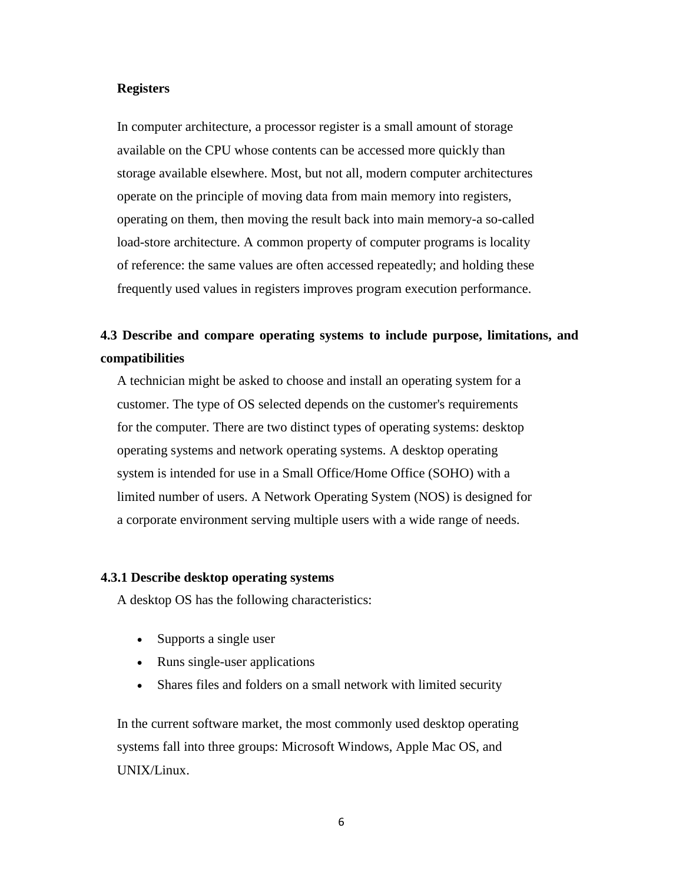**Registers**

In computer architecture, a processor register is a small amount of storage available on the CPU whose contents can be accessed more quickly than storage available elsewhere. Most, but not all, modern computer architectures operate on the principle of moving data from main memory into registers, operating on them, then moving the result back into main memory-a so-called load-store architecture. A common property of computer programs is locality of reference: the same values are often accessed repeatedly; and holding these frequently used values in registers improves program execution performance.

## 4.3 Describe and compare operating systems to include purpose, limitations, and compatibilities

A technician might be asked to choose and install an operating system for a customer. The type of OS selected depends on the customer's requirements for the computer. There are two distinct types of operating systems: desktop operating systems and network operating systems. A desktop operating system is intended for use in a Small Office/Home Office (SOHO) with a limited number of users. A Network Operating System (NOS) is designed for a corporate environment serving multiple users with a wide range of needs.

### 4.3.1 Describe desktop operating systems

A desktop OS has the following characteristics:

- Supports a single user
- Runs single-user applications
- Shares files and folders on a small network with limited security

In the current software market, the most commonly used desktop operating systems fall into three groups: Microsoft Windows, Apple Mac OS, and UNIX/Linux.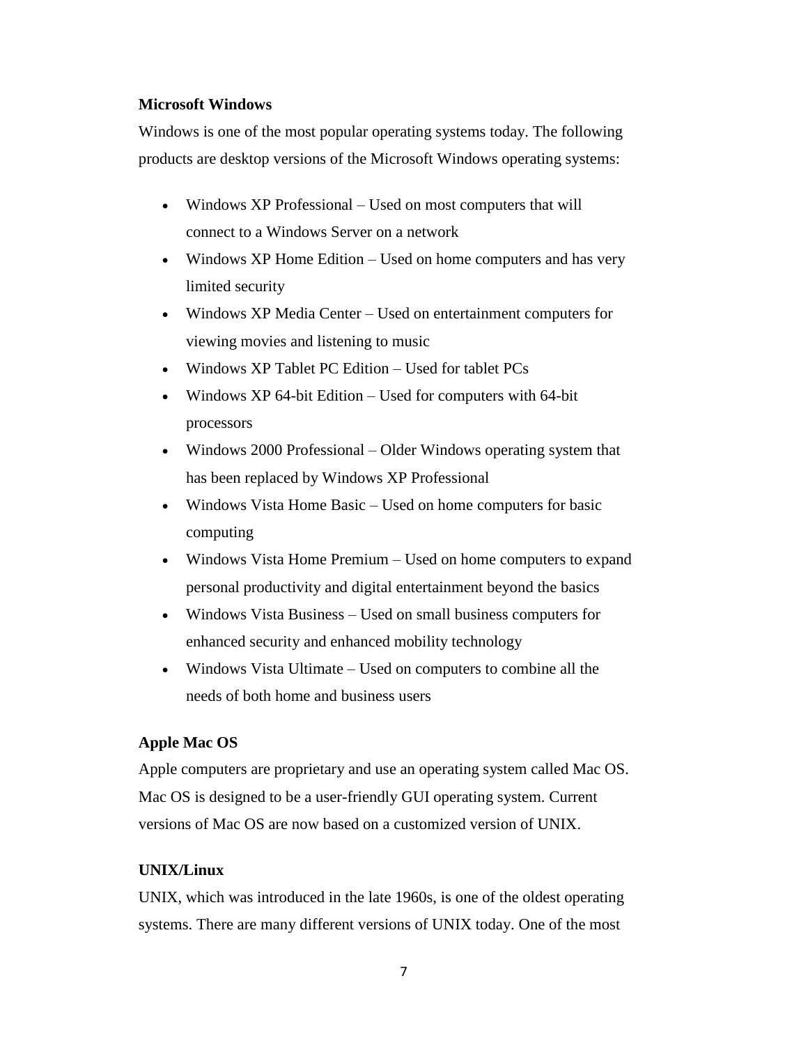**Microsoft Windows**

Windows is one of the most popular operating systems today. The following products are desktop versions of the Microsoft Windows operating systems:

- Windows XP Professional – Used on most computers that will connect to a Windows Server on a network
- Windows XP Home Edition – Used on home computers and has very limited security
- Windows XP Media Center – Used on entertainment computers for viewing movies and listening to music
- Windows XP Tablet PC Edition – Used for tablet PCs
- Windows XP 64-bit Edition – Used for computers with 64-bit processors
- Windows 2000 Professional – Older Windows operating system that has been replaced by Windows XP Professional
- Windows Vista Home Basic – Used on home computers for basic computing
- Windows Vista Home Premium – Used on home computers to expand personal productivity and digital entertainment beyond the basics
- Windows Vista Business – Used on small business computers for enhanced security and enhanced mobility technology
- Windows Vista Ultimate – Used on computers to combine all the needs of both home and business users

**Apple Mac OS**

Apple computers are proprietary and use an operating system called Mac OS. Mac OS is designed to be a user-friendly GUI operating system. Current versions of Mac OS are now based on a customized version of UNIX.

**UNIX/Linux**

UNIX, which was introduced in the late 1960s, is one of the oldest operating systems. There are many different versions of UNIX today. One of the most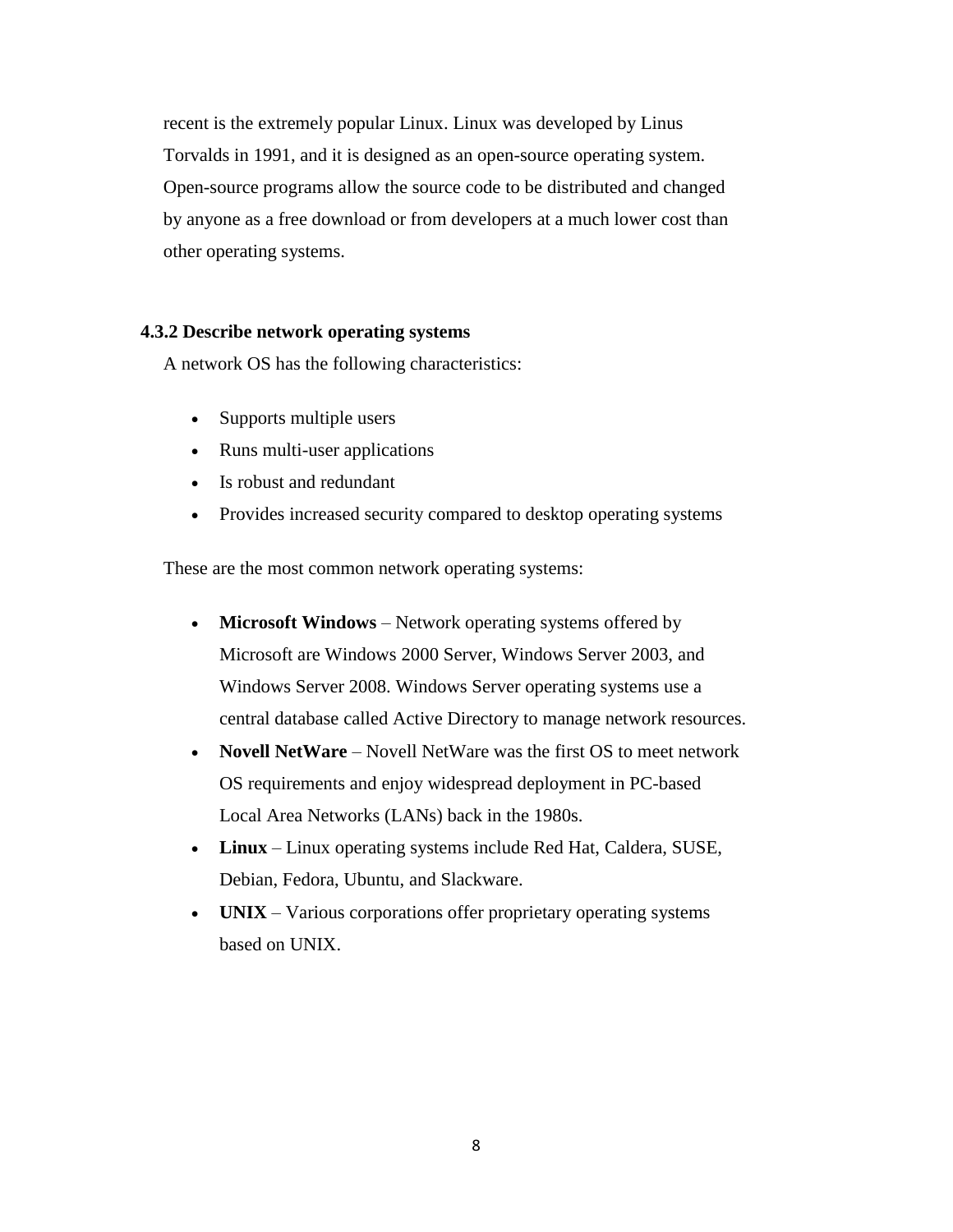recent is the extremely popular Linux. Linux was developed by Linus Torvalds in 1991, and it is designed as an open-source operating system. Open-source programs allow the source code to be distributed and changed by anyone as a free download or from developers at a much lower cost than other operating systems.

### 4.3.2 Describe network operating systems

A network OS has the following characteristics:

- Supports multiple users
- Runs multi-user applications
- Is robust and redundant
- Provides increased security compared to desktop operating systems

These are the most common network operating systems:

- **Microsoft Windows** – Network operating systems offered by Microsoft are Windows 2000 Server, Windows Server 2003, and Windows Server 2008. Windows Server operating systems use a central database called Active Directory to manage network resources.
- **Novell NetWare** – Novell NetWare was the first OS to meet network OS requirements and enjoy widespread deployment in PC-based Local Area Networks (LANs) back in the 1980s.
- **Linux** – Linux operating systems include Red Hat, Caldera, SUSE, Debian, Fedora, Ubuntu, and Slackware.
- **UNIX** – Various corporations offer proprietary operating systems based on UNIX.